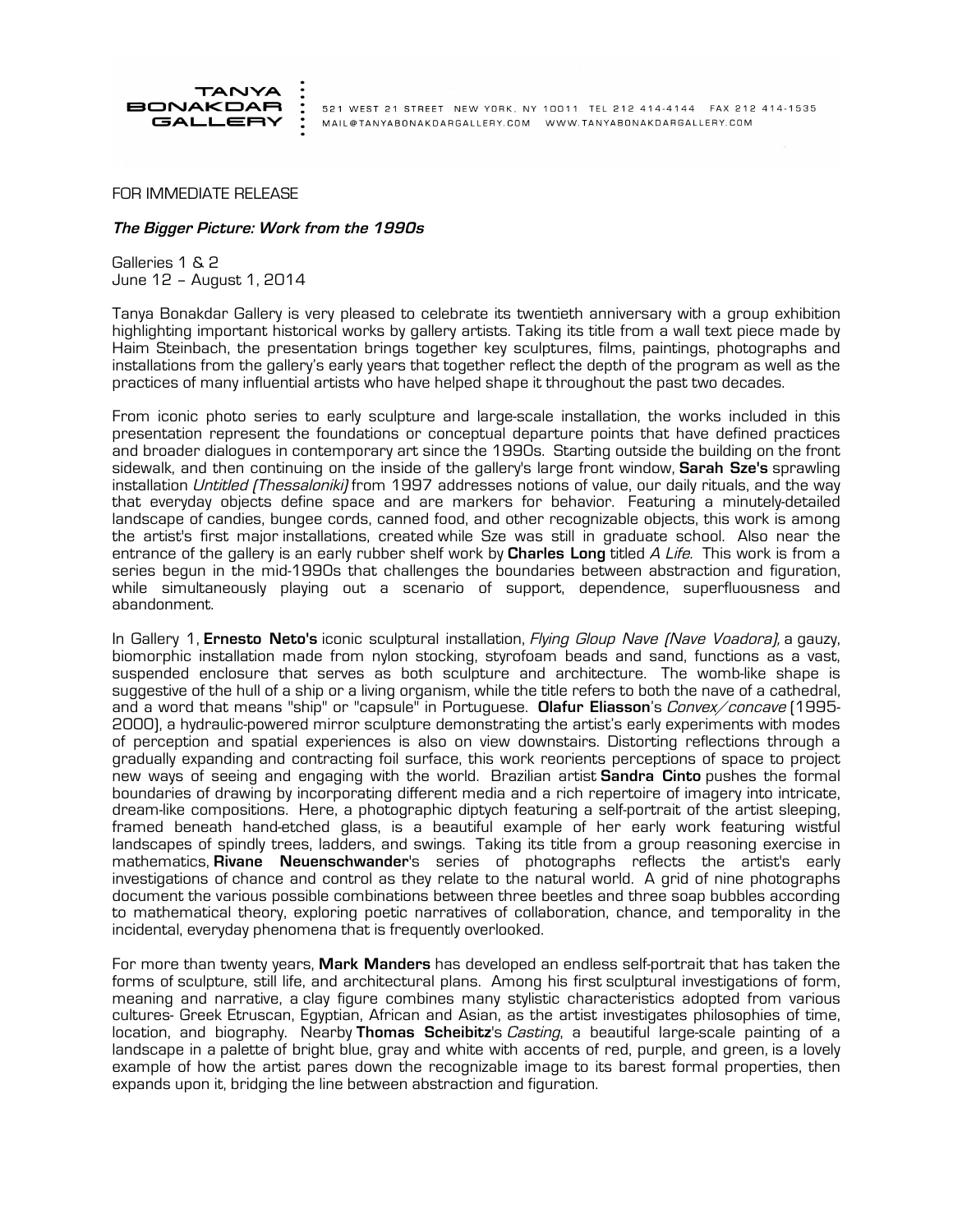TANYA BONAKDAR GALLERY

521 WEST 21 STREET NEW YORK, NY 10011 TEL 212 414-4144 FAX 212 414-1535
MAIL@TANYABONAKDARGALLERY.COM WWW.TANYABONAKDARGALLERY.COM

FOR IMMEDIATE RELEASE

***The Bigger Picture: Work from the 1990s***

Galleries 1 & 2
June 12 – August 1, 2014

Tanya Bonakdar Gallery is very pleased to celebrate its twentieth anniversary with a group exhibition highlighting important historical works by gallery artists. Taking its title from a wall text piece made by Haim Steinbach, the presentation brings together key sculptures, films, paintings, photographs and installations from the gallery's early years that together reflect the depth of the program as well as the practices of many influential artists who have helped shape it throughout the past two decades.

From iconic photo series to early sculpture and large-scale installation, the works included in this presentation represent the foundations or conceptual departure points that have defined practices and broader dialogues in contemporary art since the 1990s. Starting outside the building on the front sidewalk, and then continuing on the inside of the gallery's large front window, **Sarah Sze's** sprawling installation *Untitled (Thessaloniki)* from 1997 addresses notions of value, our daily rituals, and the way that everyday objects define space and are markers for behavior. Featuring a minutely-detailed landscape of candies, bungee cords, canned food, and other recognizable objects, this work is among the artist's first major installations, created while Sze was still in graduate school. Also near the entrance of the gallery is an early rubber shelf work by **Charles Long** titled *A Life.* This work is from a series begun in the mid-1990s that challenges the boundaries between abstraction and figuration, while simultaneously playing out a scenario of support, dependence, superfluousness and abandonment.

In Gallery 1, **Ernesto Neto's** iconic sculptural installation, *Flying Gloup Nave (Nave Voadora),* a gauzy, biomorphic installation made from nylon stocking, styrofoam beads and sand, functions as a vast, suspended enclosure that serves as both sculpture and architecture. The womb-like shape is suggestive of the hull of a ship or a living organism, while the title refers to both the nave of a cathedral, and a word that means "ship" or "capsule" in Portuguese. **Olafur Eliasson**'s *Convex/concave* (1995-2000), a hydraulic-powered mirror sculpture demonstrating the artist's early experiments with modes of perception and spatial experiences is also on view downstairs. Distorting reflections through a gradually expanding and contracting foil surface, this work reorients perceptions of space to project new ways of seeing and engaging with the world. Brazilian artist **Sandra Cinto** pushes the formal boundaries of drawing by incorporating different media and a rich repertoire of imagery into intricate, dream-like compositions. Here, a photographic diptych featuring a self-portrait of the artist sleeping, framed beneath hand-etched glass, is a beautiful example of her early work featuring wistful landscapes of spindly trees, ladders, and swings. Taking its title from a group reasoning exercise in mathematics, **Rivane Neuenschwander**'s series of photographs reflects the artist's early investigations of chance and control as they relate to the natural world. A grid of nine photographs document the various possible combinations between three beetles and three soap bubbles according to mathematical theory, exploring poetic narratives of collaboration, chance, and temporality in the incidental, everyday phenomena that is frequently overlooked.

For more than twenty years, **Mark Manders** has developed an endless self-portrait that has taken the forms of sculpture, still life, and architectural plans. Among his first sculptural investigations of form, meaning and narrative, a clay figure combines many stylistic characteristics adopted from various cultures- Greek Etruscan, Egyptian, African and Asian, as the artist investigates philosophies of time, location, and biography. Nearby **Thomas Scheibitz**'s *Casting*, a beautiful large-scale painting of a landscape in a palette of bright blue, gray and white with accents of red, purple, and green, is a lovely example of how the artist pares down the recognizable image to its barest formal properties, then expands upon it, bridging the line between abstraction and figuration.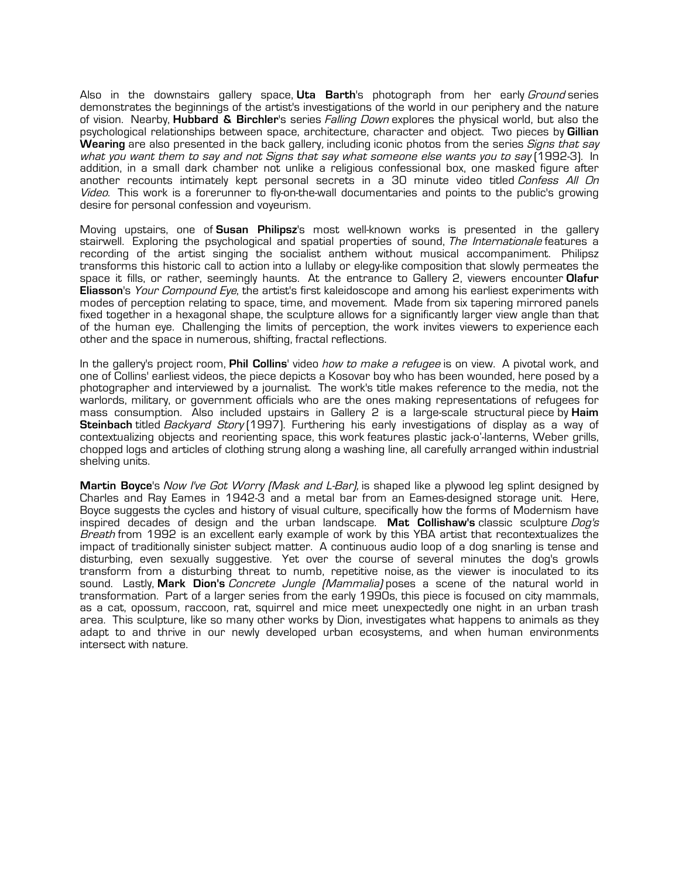Also in the downstairs gallery space, **Uta Barth**'s photograph from her early *Ground* series demonstrates the beginnings of the artist's investigations of the world in our periphery and the nature of vision. Nearby, **Hubbard & Birchler**'s series *Falling Down* explores the physical world, but also the psychological relationships between space, architecture, character and object. Two pieces by **Gillian Wearing** are also presented in the back gallery, including iconic photos from the series *Signs that say what you want them to say and not Signs that say what someone else wants you to say* (1992-3). In addition, in a small dark chamber not unlike a religious confessional box, one masked figure after another recounts intimately kept personal secrets in a 30 minute video titled *Confess All On Video*. This work is a forerunner to fly-on-the-wall documentaries and points to the public's growing desire for personal confession and voyeurism.

Moving upstairs, one of **Susan Philipsz**'s most well-known works is presented in the gallery stairwell. Exploring the psychological and spatial properties of sound, *The Internationale* features a recording of the artist singing the socialist anthem without musical accompaniment. Philipsz transforms this historic call to action into a lullaby or elegy-like composition that slowly permeates the space it fills, or rather, seemingly haunts. At the entrance to Gallery 2, viewers encounter **Olafur Eliasson**'s *Your Compound Eye*, the artist's first kaleidoscope and among his earliest experiments with modes of perception relating to space, time, and movement. Made from six tapering mirrored panels fixed together in a hexagonal shape, the sculpture allows for a significantly larger view angle than that of the human eye. Challenging the limits of perception, the work invites viewers to experience each other and the space in numerous, shifting, fractal reflections.

In the gallery's project room, **Phil Collins**' video *how to make a refugee* is on view. A pivotal work, and one of Collins' earliest videos, the piece depicts a Kosovar boy who has been wounded, here posed by a photographer and interviewed by a journalist. The work's title makes reference to the media, not the warlords, military, or government officials who are the ones making representations of refugees for mass consumption. Also included upstairs in Gallery 2 is a large-scale structural piece by **Haim Steinbach** titled *Backyard Story* (1997). Furthering his early investigations of display as a way of contextualizing objects and reorienting space, this work features plastic jack-o'-lanterns, Weber grills, chopped logs and articles of clothing strung along a washing line, all carefully arranged within industrial shelving units.

**Martin Boyce**'s *Now I've Got Worry (Mask and L-Bar)*, is shaped like a plywood leg splint designed by Charles and Ray Eames in 1942-3 and a metal bar from an Eames-designed storage unit. Here, Boyce suggests the cycles and history of visual culture, specifically how the forms of Modernism have inspired decades of design and the urban landscape. **Mat Collishaw's** classic sculpture *Dog's Breath* from 1992 is an excellent early example of work by this YBA artist that recontextualizes the impact of traditionally sinister subject matter. A continuous audio loop of a dog snarling is tense and disturbing, even sexually suggestive. Yet over the course of several minutes the dog's growls transform from a disturbing threat to numb, repetitive noise, as the viewer is inoculated to its sound. Lastly, **Mark Dion's** *Concrete Jungle (Mammalia)* poses a scene of the natural world in transformation. Part of a larger series from the early 1990s, this piece is focused on city mammals, as a cat, opossum, raccoon, rat, squirrel and mice meet unexpectedly one night in an urban trash area. This sculpture, like so many other works by Dion, investigates what happens to animals as they adapt to and thrive in our newly developed urban ecosystems, and when human environments intersect with nature.